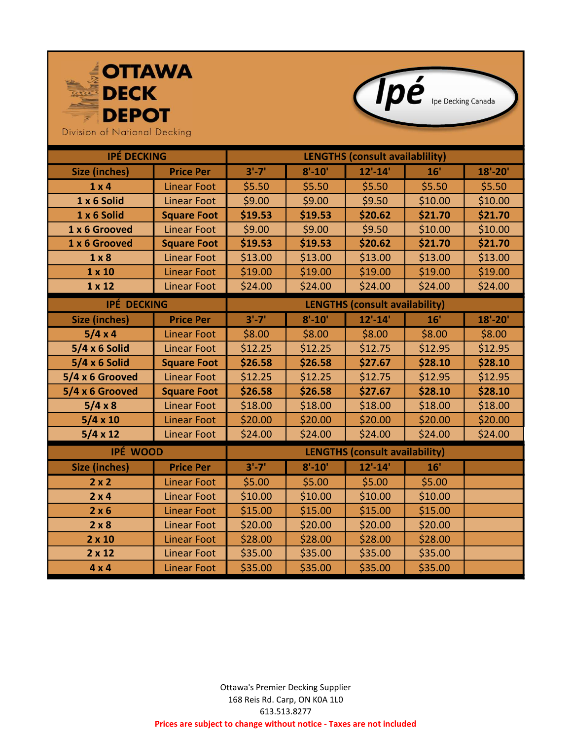# OTTAWA DECK DEPOT

Division of National Decking

Ipé — Ipe Decking Canada

| IPÉ DECKING | | LENGTHS (consult availablility) | | | | |
|---|---|---|---|---|---|---|
| **Size (inches)** | **Price Per** | **3'-7'** | **8'-10'** | **12'-14'** | **16'** | **18'-20'** |
| 1 x 4 | Linear Foot | $5.50 | $5.50 | $5.50 | $5.50 | $5.50 |
| 1 x 6 Solid | Linear Foot | $9.00 | $9.00 | $9.50 | $10.00 | $10.00 |
| 1 x 6 Solid | **Square Foot** | **$19.53** | **$19.53** | **$20.62** | **$21.70** | **$21.70** |
| 1 x 6 Grooved | Linear Foot | $9.00 | $9.00 | $9.50 | $10.00 | $10.00 |
| 1 x 6 Grooved | **Square Foot** | **$19.53** | **$19.53** | **$20.62** | **$21.70** | **$21.70** |
| 1 x 8 | Linear Foot | $13.00 | $13.00 | $13.00 | $13.00 | $13.00 |
| 1 x 10 | Linear Foot | $19.00 | $19.00 | $19.00 | $19.00 | $19.00 |
| 1 x 12 | Linear Foot | $24.00 | $24.00 | $24.00 | $24.00 | $24.00 |

| IPÉ DECKING | | LENGTHS (consult availability) | | | | |
|---|---|---|---|---|---|---|
| **Size (inches)** | **Price Per** | **3'-7'** | **8'-10'** | **12'-14'** | **16'** | **18'-20'** |
| 5/4 x 4 | Linear Foot | $8.00 | $8.00 | $8.00 | $8.00 | $8.00 |
| 5/4 x 6 Solid | Linear Foot | $12.25 | $12.25 | $12.75 | $12.95 | $12.95 |
| 5/4 x 6 Solid | **Square Foot** | **$26.58** | **$26.58** | **$27.67** | **$28.10** | **$28.10** |
| 5/4 x 6 Grooved | Linear Foot | $12.25 | $12.25 | $12.75 | $12.95 | $12.95 |
| 5/4 x 6 Grooved | **Square Foot** | **$26.58** | **$26.58** | **$27.67** | **$28.10** | **$28.10** |
| 5/4 x 8 | Linear Foot | $18.00 | $18.00 | $18.00 | $18.00 | $18.00 |
| 5/4 x 10 | Linear Foot | $20.00 | $20.00 | $20.00 | $20.00 | $20.00 |
| 5/4 x 12 | Linear Foot | $24.00 | $24.00 | $24.00 | $24.00 | $24.00 |

| IPÉ WOOD | | LENGTHS (consult availability) | | | | |
|---|---|---|---|---|---|---|
| **Size (inches)** | **Price Per** | **3'-7'** | **8'-10'** | **12'-14'** | **16'** | |
| 2 x 2 | Linear Foot | $5.00 | $5.00 | $5.00 | $5.00 | |
| 2 x 4 | Linear Foot | $10.00 | $10.00 | $10.00 | $10.00 | |
| 2 x 6 | Linear Foot | $15.00 | $15.00 | $15.00 | $15.00 | |
| 2 x 8 | Linear Foot | $20.00 | $20.00 | $20.00 | $20.00 | |
| 2 x 10 | Linear Foot | $28.00 | $28.00 | $28.00 | $28.00 | |
| 2 x 12 | Linear Foot | $35.00 | $35.00 | $35.00 | $35.00 | |
| 4 x 4 | Linear Foot | $35.00 | $35.00 | $35.00 | $35.00 | |

Ottawa's Premier Decking Supplier
168 Reis Rd. Carp, ON K0A 1L0
613.513.8277

**Prices are subject to change without notice - Taxes are not included**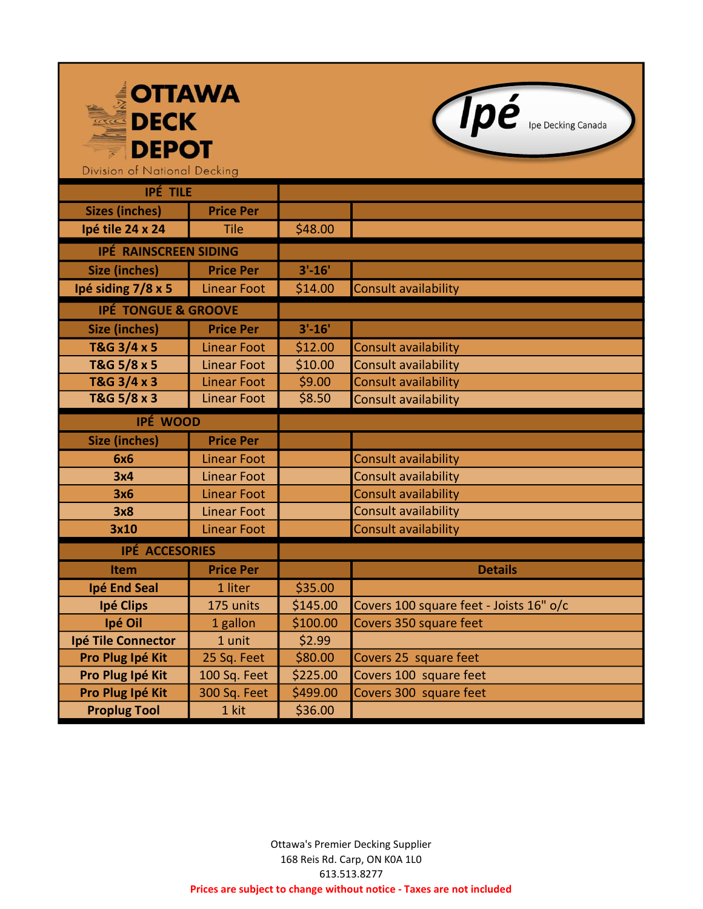**OTTAWA DECK DEPOT**

Division of National Decking

**Ipé** Ipe Decking Canada

| | | | |
|---|---|---|---|
| **IPÉ TILE** | | | |
| **Sizes (inches)** | **Price Per** | | |
| **Ipé tile 24 x 24** | Tile | $48.00 | |
| **IPÉ RAINSCREEN SIDING** | | | |
| **Size (inches)** | **Price Per** | **3'-16'** | |
| **Ipé siding 7/8 x 5** | Linear Foot | $14.00 | Consult availability |
| **IPÉ TONGUE & GROOVE** | | | |
| **Size (inches)** | **Price Per** | **3'-16'** | |
| **T&G 3/4 x 5** | Linear Foot | $12.00 | Consult availability |
| **T&G 5/8 x 5** | Linear Foot | $10.00 | Consult availability |
| **T&G 3/4 x 3** | Linear Foot | $9.00 | Consult availability |
| **T&G 5/8 x 3** | Linear Foot | $8.50 | Consult availability |
| **IPÉ WOOD** | | | |
| **Size (inches)** | **Price Per** | | |
| **6x6** | Linear Foot | | Consult availability |
| **3x4** | Linear Foot | | Consult availability |
| **3x6** | Linear Foot | | Consult availability |
| **3x8** | Linear Foot | | Consult availability |
| **3x10** | Linear Foot | | Consult availability |
| **IPÉ ACCESORIES** | | | |
| **Item** | **Price Per** | | **Details** |
| **Ipé End Seal** | 1 liter | $35.00 | |
| **Ipé Clips** | 175 units | $145.00 | Covers 100 square feet - Joists 16" o/c |
| **Ipé Oil** | 1 gallon | $100.00 | Covers 350 square feet |
| **Ipé Tile Connector** | 1 unit | $2.99 | |
| **Pro Plug Ipé Kit** | 25 Sq. Feet | $80.00 | Covers 25 square feet |
| **Pro Plug Ipé Kit** | 100 Sq. Feet | $225.00 | Covers 100 square feet |
| **Pro Plug Ipé Kit** | 300 Sq. Feet | $499.00 | Covers 300 square feet |
| **Proplug Tool** | 1 kit | $36.00 | |

Ottawa's Premier Decking Supplier
168 Reis Rd. Carp, ON K0A 1L0
613.513.8277

**Prices are subject to change without notice - Taxes are not included**